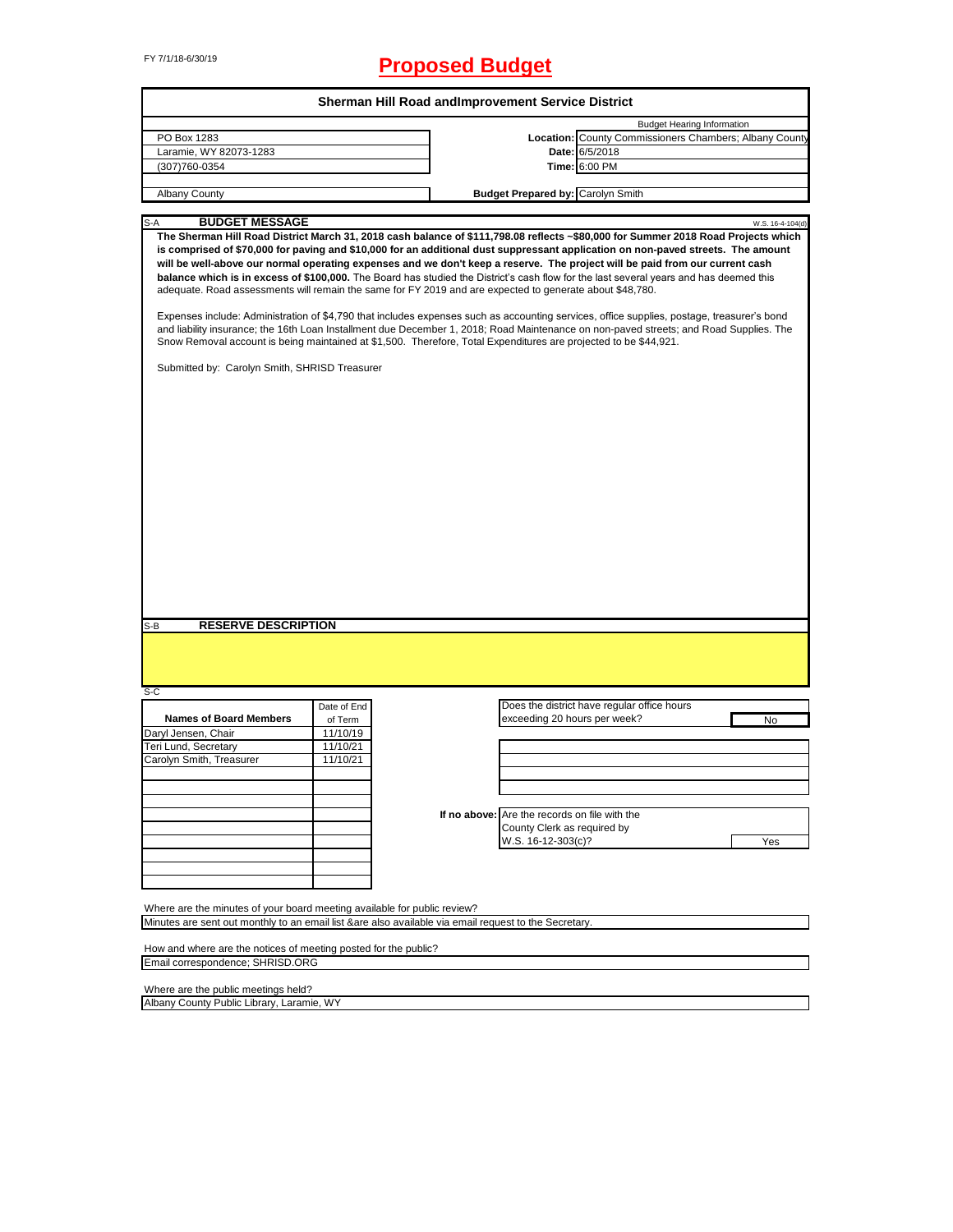FY 7/1/18-6/30/19

# Proposed Budget

## Sherman Hill Road andImprovement Service District

| | | |
|---|---|---|
| PO Box 1283 | | Budget Hearing Information |
| Laramie, WY 82073-1283 | **Location:** | County Commissioners Chambers; Albany County |
| (307)760-0354 | **Date:** | 6/5/2018 |
| | **Time:** | 6:00 PM |
| Albany County | **Budget Prepared by:** | Carolyn Smith |

S-A **BUDGET MESSAGE** W.S. 16-4-104(d)

**The Sherman Hill Road District March 31, 2018 cash balance of $111,798.08 reflects ~$80,000 for Summer 2018 Road Projects which is comprised of $70,000 for paving and $10,000 for an additional dust suppressant application on non-paved streets. The amount will be well-above our normal operating expenses and we don't keep a reserve. The project will be paid from our current cash balance which is in excess of $100,000.** The Board has studied the District's cash flow for the last several years and has deemed this adequate. Road assessments will remain the same for FY 2019 and are expected to generate about $48,780.

Expenses include: Administration of $4,790 that includes expenses such as accounting services, office supplies, postage, treasurer's bond and liability insurance; the 16th Loan Installment due December 1, 2018; Road Maintenance on non-paved streets; and Road Supplies. The Snow Removal account is being maintained at $1,500. Therefore, Total Expenditures are projected to be $44,921.

Submitted by: Carolyn Smith, SHRISD Treasurer

S-B **RESERVE DESCRIPTION**

S-C

| Names of Board Members | Date of End of Term |
|---|---|
| Daryl Jensen, Chair | 11/10/19 |
| Teri Lund, Secretary | 11/10/21 |
| Carolyn Smith, Treasurer | 11/10/21 |

Does the district have regular office hours exceeding 20 hours per week? No

If no above: Are the records on file with the County Clerk as required by W.S. 16-12-303(c)? Yes

Where are the minutes of your board meeting available for public review?
Minutes are sent out monthly to an email list &are also available via email request to the Secretary.

How and where are the notices of meeting posted for the public?
Email correspondence; SHRISD.ORG

Where are the public meetings held?
Albany County Public Library, Laramie, WY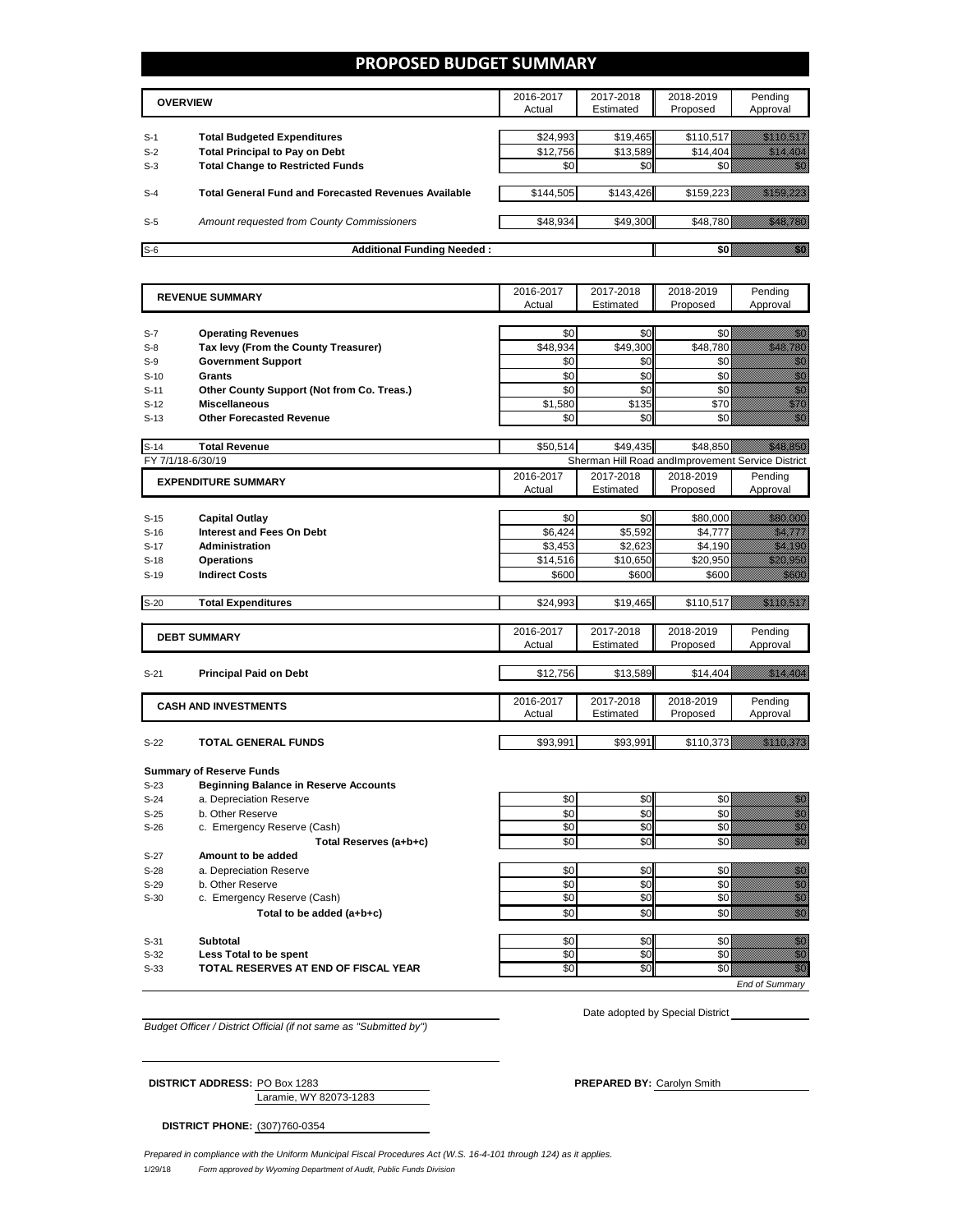# PROPOSED BUDGET SUMMARY

| | OVERVIEW | 2016-2017 Actual | 2017-2018 Estimated | 2018-2019 Proposed | Pending Approval |
|---|---|---|---|---|---|
| S-1 | **Total Budgeted Expenditures** | $24,993 | $19,465 | $110,517 | $110,517 |
| S-2 | **Total Principal to Pay on Debt** | $12,756 | $13,589 | $14,404 | $14,404 |
| S-3 | **Total Change to Restricted Funds** | $0 | $0 | $0 | $0 |
| S-4 | **Total General Fund and Forecasted Revenues Available** | $144,505 | $143,426 | $159,223 | $159,223 |
| S-5 | *Amount requested from County Commissioners* | $48,934 | $49,300 | $48,780 | $48,780 |
| S-6 | **Additional Funding Needed :** | | | $0 | $0 |

| | REVENUE SUMMARY | 2016-2017 Actual | 2017-2018 Estimated | 2018-2019 Proposed | Pending Approval |
|---|---|---|---|---|---|
| S-7 | **Operating Revenues** | $0 | $0 | $0 | $0 |
| S-8 | **Tax levy (From the County Treasurer)** | $48,934 | $49,300 | $48,780 | $48,780 |
| S-9 | **Government Support** | $0 | $0 | $0 | $0 |
| S-10 | **Grants** | $0 | $0 | $0 | $0 |
| S-11 | **Other County Support (Not from Co. Treas.)** | $0 | $0 | $0 | $0 |
| S-12 | **Miscellaneous** | $1,580 | $135 | $70 | $70 |
| S-13 | **Other Forecasted Revenue** | $0 | $0 | $0 | $0 |
| S-14 | **Total Revenue** | $50,514 | $49,435 | $48,850 | $48,850 |

FY 7/1/18-6/30/19 — Sherman Hill Road andImprovement Service District

| | EXPENDITURE SUMMARY | 2016-2017 Actual | 2017-2018 Estimated | 2018-2019 Proposed | Pending Approval |
|---|---|---|---|---|---|
| S-15 | **Capital Outlay** | $0 | $0 | $80,000 | $80,000 |
| S-16 | **Interest and Fees On Debt** | $6,424 | $5,592 | $4,777 | $4,777 |
| S-17 | **Administration** | $3,453 | $2,623 | $4,190 | $4,190 |
| S-18 | **Operations** | $14,516 | $10,650 | $20,950 | $20,950 |
| S-19 | **Indirect Costs** | $600 | $600 | $600 | $600 |
| S-20 | **Total Expenditures** | $24,993 | $19,465 | $110,517 | $110,517 |

| | DEBT SUMMARY | 2016-2017 Actual | 2017-2018 Estimated | 2018-2019 Proposed | Pending Approval |
|---|---|---|---|---|---|
| S-21 | **Principal Paid on Debt** | $12,756 | $13,589 | $14,404 | $14,404 |

| | CASH AND INVESTMENTS | 2016-2017 Actual | 2017-2018 Estimated | 2018-2019 Proposed | Pending Approval |
|---|---|---|---|---|---|
| S-22 | **TOTAL GENERAL FUNDS** | $93,991 | $93,991 | $110,373 | $110,373 |

**Summary of Reserve Funds**

| | | 2016-2017 | 2017-2018 | 2018-2019 | Pending |
|---|---|---|---|---|---|
| S-23 | **Beginning Balance in Reserve Accounts** | | | | |
| S-24 | a. Depreciation Reserve | $0 | $0 | $0 | $0 |
| S-25 | b. Other Reserve | $0 | $0 | $0 | $0 |
| S-26 | c. Emergency Reserve (Cash) | $0 | $0 | $0 | $0 |
| | **Total Reserves (a+b+c)** | $0 | $0 | $0 | $0 |
| S-27 | **Amount to be added** | | | | |
| S-28 | a. Depreciation Reserve | $0 | $0 | $0 | $0 |
| S-29 | b. Other Reserve | $0 | $0 | $0 | $0 |
| S-30 | c. Emergency Reserve (Cash) | $0 | $0 | $0 | $0 |
| | **Total to be added (a+b+c)** | $0 | $0 | $0 | $0 |
| S-31 | **Subtotal** | $0 | $0 | $0 | $0 |
| S-32 | **Less Total to be spent** | $0 | $0 | $0 | $0 |
| S-33 | **TOTAL RESERVES AT END OF FISCAL YEAR** | $0 | $0 | $0 | $0 |

*End of Summary*

*Budget Officer / District Official (if not same as "Submitted by")*

Date adopted by Special District

**DISTRICT ADDRESS:** PO Box 1283
Laramie, WY 82073-1283

**PREPARED BY:** Carolyn Smith

**DISTRICT PHONE:** (307)760-0354

*Prepared in compliance with the Uniform Municipal Fiscal Procedures Act (W.S. 16-4-101 through 124) as it applies.*

1/29/18 *Form approved by Wyoming Department of Audit, Public Funds Division*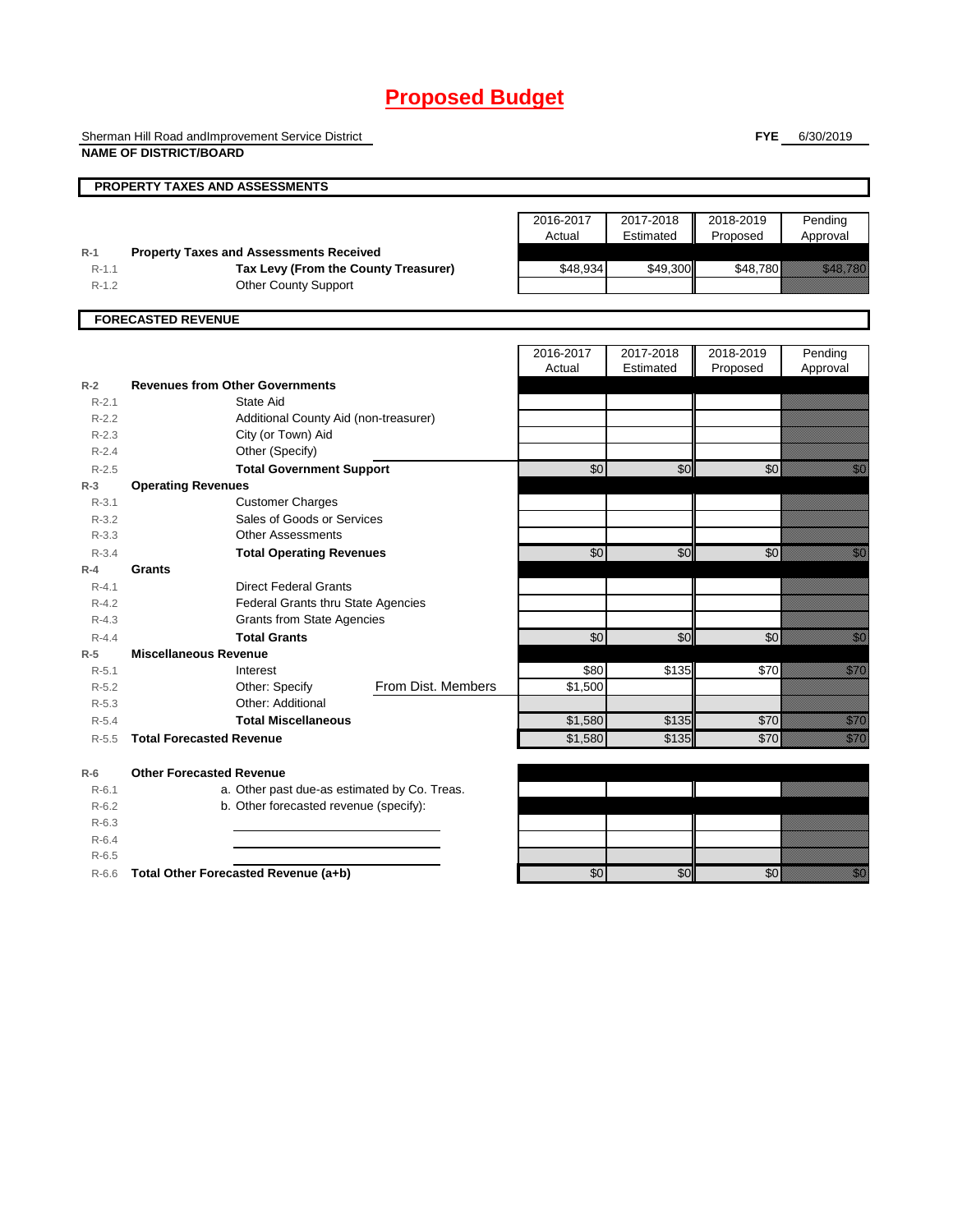# Proposed Budget

Sherman Hill Road andImprovement Service District
**NAME OF DISTRICT/BOARD**

**FYE** 6/30/2019

## PROPERTY TAXES AND ASSESSMENTS

| | | 2016-2017 Actual | 2017-2018 Estimated | 2018-2019 Proposed | Pending Approval |
|---|---|---|---|---|---|
| R-1 | **Property Taxes and Assessments Received** | | | | |
| R-1.1 | **Tax Levy (From the County Treasurer)** | $48,934 | $49,300 | $48,780 | $48,780 |
| R-1.2 | Other County Support | | | | |

## FORECASTED REVENUE

| | | 2016-2017 Actual | 2017-2018 Estimated | 2018-2019 Proposed | Pending Approval |
|---|---|---|---|---|---|
| R-2 | **Revenues from Other Governments** | | | | |
| R-2.1 | State Aid | | | | |
| R-2.2 | Additional County Aid (non-treasurer) | | | | |
| R-2.3 | City (or Town) Aid | | | | |
| R-2.4 | Other (Specify) | | | | |
| R-2.5 | **Total Government Support** | $0 | $0 | $0 | $0 |
| R-3 | **Operating Revenues** | | | | |
| R-3.1 | Customer Charges | | | | |
| R-3.2 | Sales of Goods or Services | | | | |
| R-3.3 | Other Assessments | | | | |
| R-3.4 | **Total Operating Revenues** | $0 | $0 | $0 | $0 |
| R-4 | **Grants** | | | | |
| R-4.1 | Direct Federal Grants | | | | |
| R-4.2 | Federal Grants thru State Agencies | | | | |
| R-4.3 | Grants from State Agencies | | | | |
| R-4.4 | **Total Grants** | $0 | $0 | $0 | $0 |
| R-5 | **Miscellaneous Revenue** | | | | |
| R-5.1 | Interest | $80 | $135 | $70 | $70 |
| R-5.2 | Other: Specify — From Dist. Members | $1,500 | | | |
| R-5.3 | Other: Additional | | | | |
| R-5.4 | **Total Miscellaneous** | $1,580 | $135 | $70 | $70 |
| R-5.5 | **Total Forecasted Revenue** | $1,580 | $135 | $70 | $70 |
| R-6 | **Other Forecasted Revenue** | | | | |
| R-6.1 | a. Other past due-as estimated by Co. Treas. | | | | |
| R-6.2 | b. Other forecasted revenue (specify): | | | | |
| R-6.3 | | | | | |
| R-6.4 | | | | | |
| R-6.5 | | | | | |
| R-6.6 | **Total Other Forecasted Revenue (a+b)** | $0 | $0 | $0 | $0 |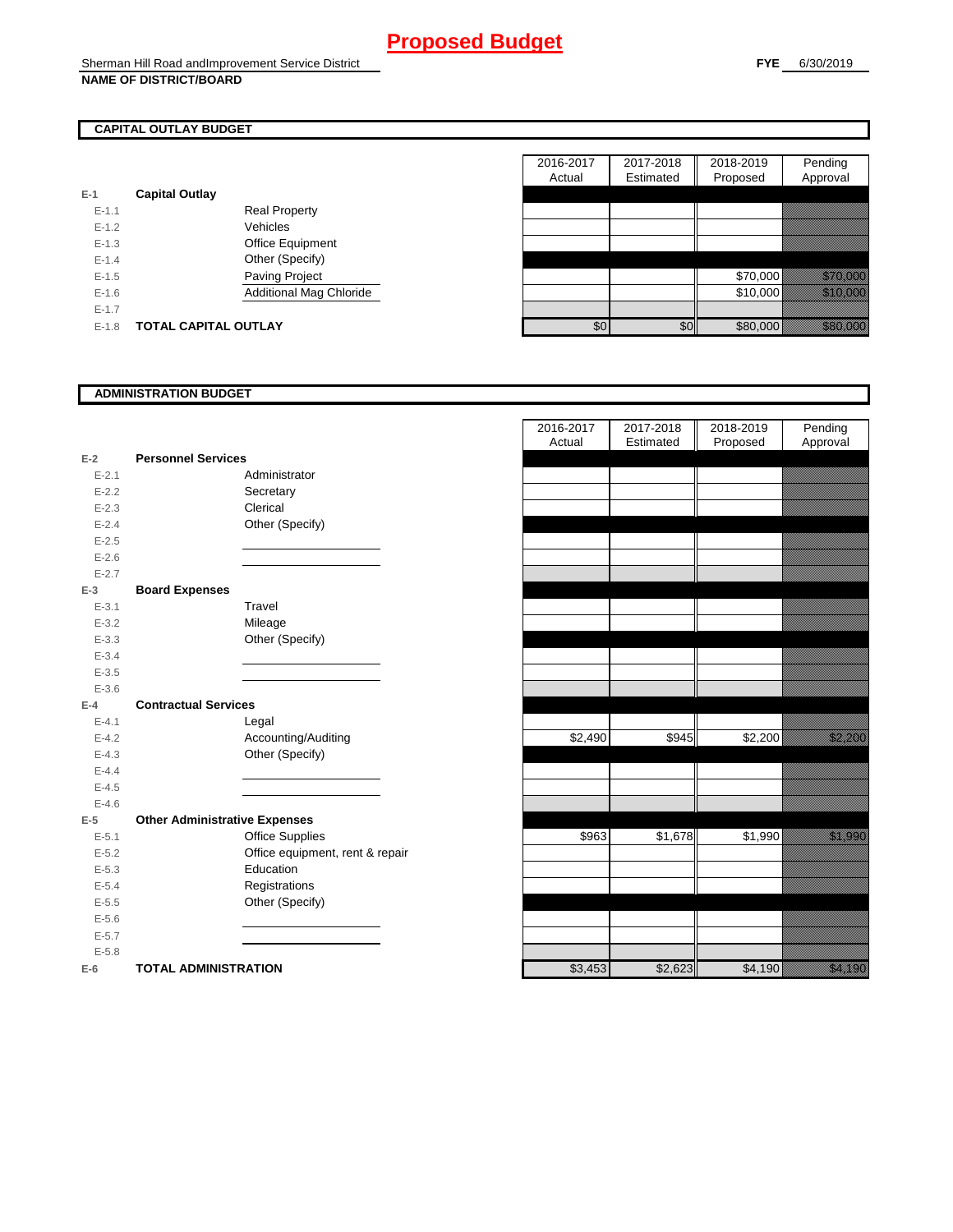# Proposed Budget

Sherman Hill Road andImprovement Service District
**NAME OF DISTRICT/BOARD**

**FYE** 6/30/2019

## CAPITAL OUTLAY BUDGET

| | | | 2016-2017 Actual | 2017-2018 Estimated | 2018-2019 Proposed | Pending Approval |
|---|---|---|---|---|---|---|
| E-1 | **Capital Outlay** | | | | | |
| E-1.1 | | Real Property | | | | |
| E-1.2 | | Vehicles | | | | |
| E-1.3 | | Office Equipment | | | | |
| E-1.4 | | Other (Specify) | | | | |
| E-1.5 | | Paving Project | | | $70,000 | $70,000 |
| E-1.6 | | Additional Mag Chloride | | | $10,000 | $10,000 |
| E-1.7 | | | | | | |
| E-1.8 | **TOTAL CAPITAL OUTLAY** | | $0 | $0 | $80,000 | $80,000 |

## ADMINISTRATION BUDGET

| | | | 2016-2017 Actual | 2017-2018 Estimated | 2018-2019 Proposed | Pending Approval |
|---|---|---|---|---|---|---|
| E-2 | **Personnel Services** | | | | | |
| E-2.1 | | Administrator | | | | |
| E-2.2 | | Secretary | | | | |
| E-2.3 | | Clerical | | | | |
| E-2.4 | | Other (Specify) | | | | |
| E-2.5 | | | | | | |
| E-2.6 | | | | | | |
| E-2.7 | | | | | | |
| E-3 | **Board Expenses** | | | | | |
| E-3.1 | | Travel | | | | |
| E-3.2 | | Mileage | | | | |
| E-3.3 | | Other (Specify) | | | | |
| E-3.4 | | | | | | |
| E-3.5 | | | | | | |
| E-3.6 | | | | | | |
| E-4 | **Contractual Services** | | | | | |
| E-4.1 | | Legal | | | | |
| E-4.2 | | Accounting/Auditing | $2,490 | $945 | $2,200 | $2,200 |
| E-4.3 | | Other (Specify) | | | | |
| E-4.4 | | | | | | |
| E-4.5 | | | | | | |
| E-4.6 | | | | | | |
| E-5 | **Other Administrative Expenses** | | | | | |
| E-5.1 | | Office Supplies | $963 | $1,678 | $1,990 | $1,990 |
| E-5.2 | | Office equipment, rent & repair | | | | |
| E-5.3 | | Education | | | | |
| E-5.4 | | Registrations | | | | |
| E-5.5 | | Other (Specify) | | | | |
| E-5.6 | | | | | | |
| E-5.7 | | | | | | |
| E-5.8 | | | | | | |
| E-6 | **TOTAL ADMINISTRATION** | | $3,453 | $2,623 | $4,190 | $4,190 |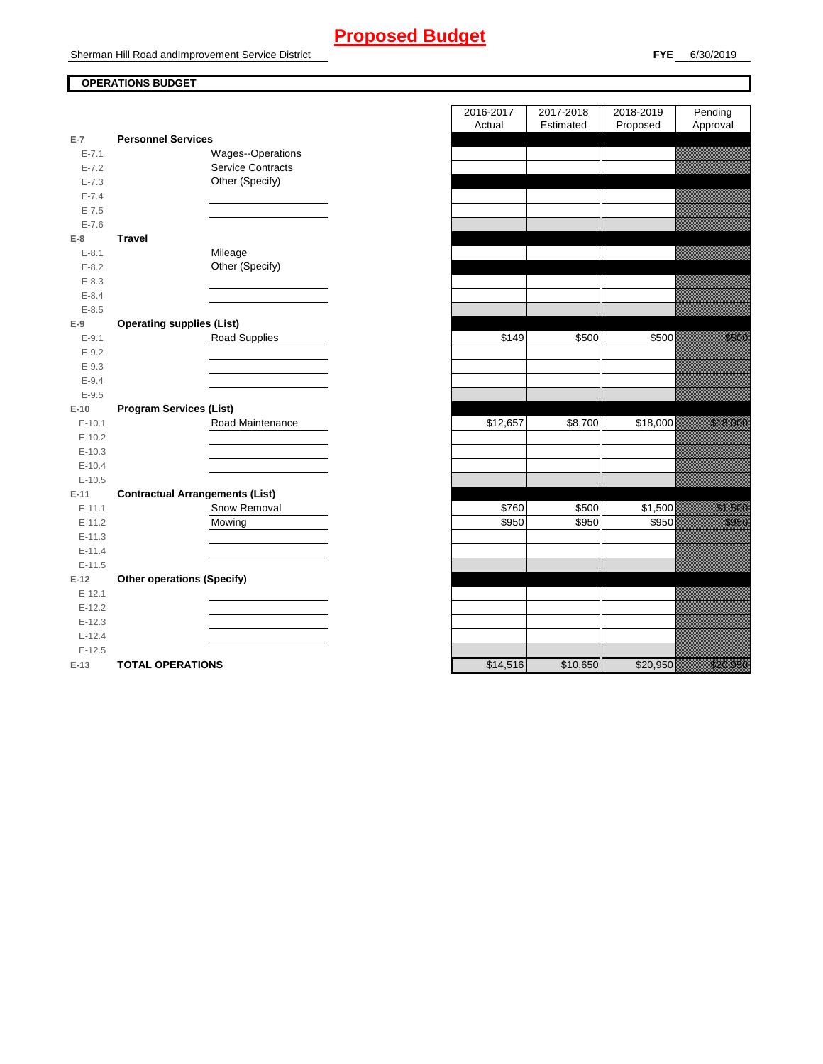# Proposed Budget

Sherman Hill Road andImprovement Service District

**FYE** 6/30/2019

**OPERATIONS BUDGET**

| | | | 2016-2017 Actual | 2017-2018 Estimated | 2018-2019 Proposed | Pending Approval |
|---|---|---|---|---|---|---|
| E-7 | **Personnel Services** | | | | | |
| E-7.1 | | Wages--Operations | | | | |
| E-7.2 | | Service Contracts | | | | |
| E-7.3 | | Other (Specify) | | | | |
| E-7.4 | | | | | | |
| E-7.5 | | | | | | |
| E-7.6 | | | | | | |
| E-8 | **Travel** | | | | | |
| E-8.1 | | Mileage | | | | |
| E-8.2 | | Other (Specify) | | | | |
| E-8.3 | | | | | | |
| E-8.4 | | | | | | |
| E-8.5 | | | | | | |
| E-9 | **Operating supplies (List)** | | | | | |
| E-9.1 | | Road Supplies | $149 | $500 | $500 | $500 |
| E-9.2 | | | | | | |
| E-9.3 | | | | | | |
| E-9.4 | | | | | | |
| E-9.5 | | | | | | |
| E-10 | **Program Services (List)** | | | | | |
| E-10.1 | | Road Maintenance | $12,657 | $8,700 | $18,000 | $18,000 |
| E-10.2 | | | | | | |
| E-10.3 | | | | | | |
| E-10.4 | | | | | | |
| E-10.5 | | | | | | |
| E-11 | **Contractual Arrangements (List)** | | | | | |
| E-11.1 | | Snow Removal | $760 | $500 | $1,500 | $1,500 |
| E-11.2 | | Mowing | $950 | $950 | $950 | $950 |
| E-11.3 | | | | | | |
| E-11.4 | | | | | | |
| E-11.5 | | | | | | |
| E-12 | **Other operations (Specify)** | | | | | |
| E-12.1 | | | | | | |
| E-12.2 | | | | | | |
| E-12.3 | | | | | | |
| E-12.4 | | | | | | |
| E-12.5 | | | | | | |
| E-13 | **TOTAL OPERATIONS** | | $14,516 | $10,650 | $20,950 | $20,950 |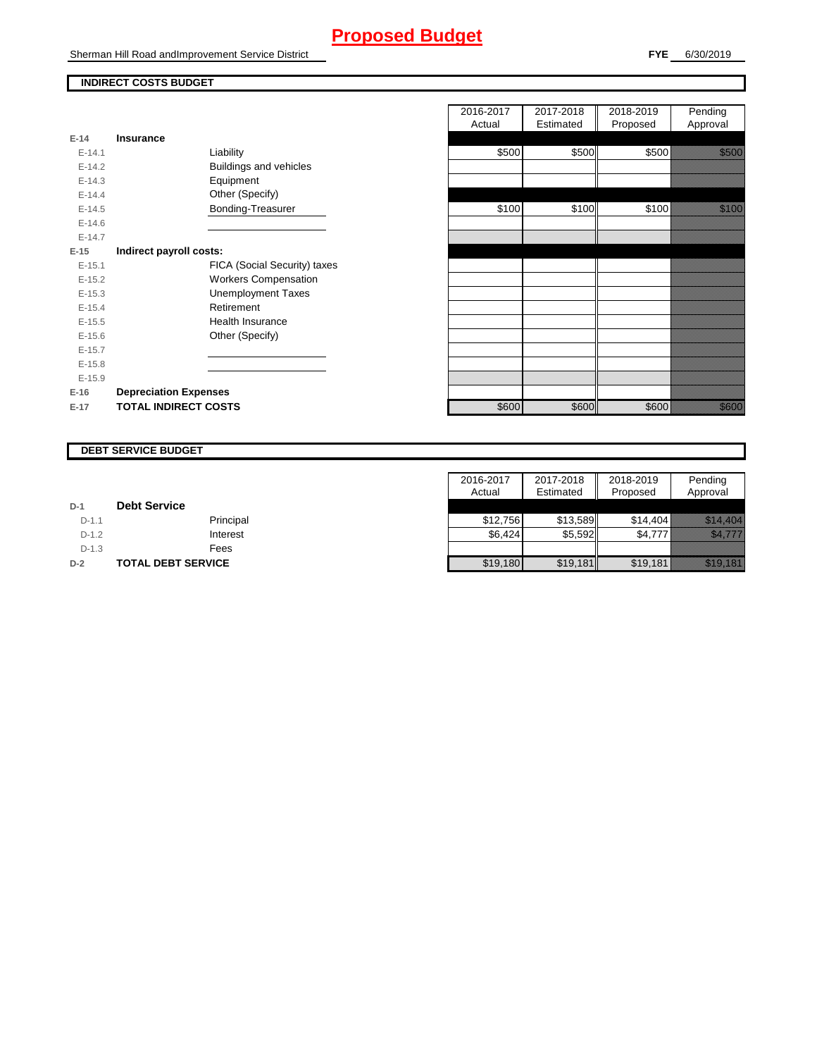# Proposed Budget

Sherman Hill Road andImprovement Service District

**FYE** 6/30/2019

## INDIRECT COSTS BUDGET

| | | | 2016-2017 Actual | 2017-2018 Estimated | 2018-2019 Proposed | Pending Approval |
|---|---|---|---|---|---|---|
| **E-14** | **Insurance** | | | | | |
| E-14.1 | | Liability | $500 | $500 | $500 | $500 |
| E-14.2 | | Buildings and vehicles | | | | |
| E-14.3 | | Equipment | | | | |
| E-14.4 | | Other (Specify) | | | | |
| E-14.5 | | Bonding-Treasurer | $100 | $100 | $100 | $100 |
| E-14.6 | | | | | | |
| E-14.7 | | | | | | |
| **E-15** | **Indirect payroll costs:** | | | | | |
| E-15.1 | | FICA (Social Security) taxes | | | | |
| E-15.2 | | Workers Compensation | | | | |
| E-15.3 | | Unemployment Taxes | | | | |
| E-15.4 | | Retirement | | | | |
| E-15.5 | | Health Insurance | | | | |
| E-15.6 | | Other (Specify) | | | | |
| E-15.7 | | | | | | |
| E-15.8 | | | | | | |
| E-15.9 | | | | | | |
| **E-16** | **Depreciation Expenses** | | | | | |
| **E-17** | **TOTAL INDIRECT COSTS** | | $600 | $600 | $600 | $600 |

## DEBT SERVICE BUDGET

| | | | 2016-2017 Actual | 2017-2018 Estimated | 2018-2019 Proposed | Pending Approval |
|---|---|---|---|---|---|---|
| **D-1** | **Debt Service** | | | | | |
| D-1.1 | | Principal | $12,756 | $13,589 | $14,404 | $14,404 |
| D-1.2 | | Interest | $6,424 | $5,592 | $4,777 | $4,777 |
| D-1.3 | | Fees | | | | |
| **D-2** | **TOTAL DEBT SERVICE** | | $19,180 | $19,181 | $19,181 | $19,181 |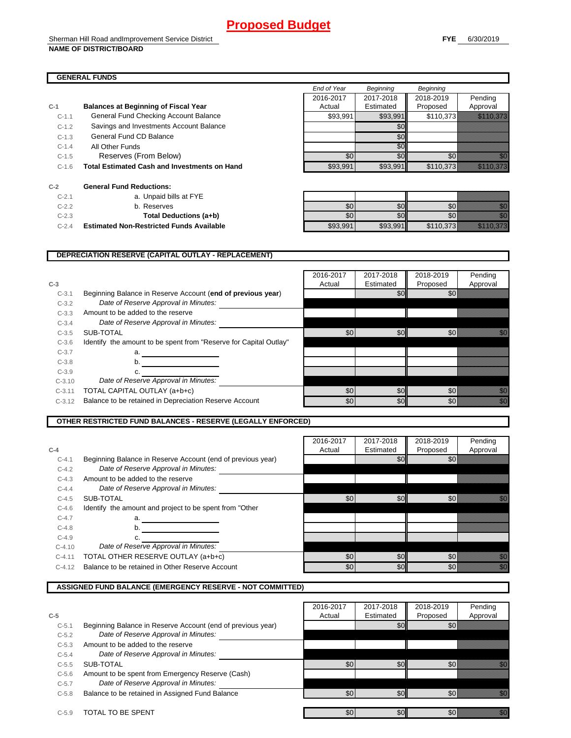# Proposed Budget

Sherman Hill Road andImprovement Service District

**NAME OF DISTRICT/BOARD**

**FYE** 6/30/2019

## GENERAL FUNDS

| | | *End of Year* 2016-2017 Actual | *Beginning* 2017-2018 Estimated | *Beginning* 2018-2019 Proposed | Pending Approval |
|---|---|---|---|---|---|
| **C-1** | **Balances at Beginning of Fiscal Year** | | | | |
| C-1.1 | General Fund Checking Account Balance | $93,991 | $93,991 | $110,373 | $110,373 |
| C-1.2 | Savings and Investments Account Balance | | $0 | | |
| C-1.3 | General Fund CD Balance | | $0 | | |
| C-1.4 | All Other Funds | | $0 | | |
| C-1.5 | Reserves (From Below) | $0 | $0 | $0 | $0 |
| C-1.6 | **Total Estimated Cash and Investments on Hand** | $93,991 | $93,991 | $110,373 | $110,373 |
| **C-2** | **General Fund Reductions:** | | | | |
| C-2.1 | a. Unpaid bills at FYE | | | | |
| C-2.2 | b. Reserves | $0 | $0 | $0 | $0 |
| C-2.3 | **Total Deductions (a+b)** | $0 | $0 | $0 | $0 |
| C-2.4 | **Estimated Non-Restricted Funds Available** | $93,991 | $93,991 | $110,373 | $110,373 |

## DEPRECIATION RESERVE (CAPITAL OUTLAY - REPLACEMENT)

| **C-3** | | 2016-2017 Actual | 2017-2018 Estimated | 2018-2019 Proposed | Pending Approval |
|---|---|---|---|---|---|
| C-3.1 | Beginning Balance in Reserve Account (**end of previous year**) | | $0 | $0 | |
| C-3.2 | *Date of Reserve Approval in Minutes:* | | | | |
| C-3.3 | Amount to be added to the reserve | | | | |
| C-3.4 | *Date of Reserve Approval in Minutes:* | | | | |
| C-3.5 | SUB-TOTAL | $0 | $0 | $0 | $0 |
| C-3.6 | Identify the amount to be spent from "Reserve for Capital Outlay" | | | | |
| C-3.7 | a. | | | | |
| C-3.8 | b. | | | | |
| C-3.9 | c. | | | | |
| C-3.10 | *Date of Reserve Approval in Minutes:* | | | | |
| C-3.11 | TOTAL CAPITAL OUTLAY (a+b+c) | $0 | $0 | $0 | $0 |
| C-3.12 | Balance to be retained in Depreciation Reserve Account | $0 | $0 | $0 | $0 |

## OTHER RESTRICTED FUND BALANCES - RESERVE (LEGALLY ENFORCED)

| **C-4** | | 2016-2017 Actual | 2017-2018 Estimated | 2018-2019 Proposed | Pending Approval |
|---|---|---|---|---|---|
| C-4.1 | Beginning Balance in Reserve Account (end of previous year) | | $0 | $0 | |
| C-4.2 | *Date of Reserve Approval in Minutes:* | | | | |
| C-4.3 | Amount to be added to the reserve | | | | |
| C-4.4 | *Date of Reserve Approval in Minutes:* | | | | |
| C-4.5 | SUB-TOTAL | $0 | $0 | $0 | $0 |
| C-4.6 | Identify the amount and project to be spent from "Other | | | | |
| C-4.7 | a. | | | | |
| C-4.8 | b. | | | | |
| C-4.9 | c. | | | | |
| C-4.10 | *Date of Reserve Approval in Minutes:* | | | | |
| C-4.11 | TOTAL OTHER RESERVE OUTLAY (a+b+c) | $0 | $0 | $0 | $0 |
| C-4.12 | Balance to be retained in Other Reserve Account | $0 | $0 | $0 | $0 |

## ASSIGNED FUND BALANCE (EMERGENCY RESERVE - NOT COMMITTED)

| **C-5** | | 2016-2017 Actual | 2017-2018 Estimated | 2018-2019 Proposed | Pending Approval |
|---|---|---|---|---|---|
| C-5.1 | Beginning Balance in Reserve Account (end of previous year) | | $0 | $0 | |
| C-5.2 | *Date of Reserve Approval in Minutes:* | | | | |
| C-5.3 | Amount to be added to the reserve | | | | |
| C-5.4 | *Date of Reserve Approval in Minutes:* | | | | |
| C-5.5 | SUB-TOTAL | $0 | $0 | $0 | $0 |
| C-5.6 | Amount to be spent from Emergency Reserve (Cash) | | | | |
| C-5.7 | *Date of Reserve Approval in Minutes:* | | | | |
| C-5.8 | Balance to be retained in Assigned Fund Balance | $0 | $0 | $0 | $0 |
| C-5.9 | TOTAL TO BE SPENT | $0 | $0 | $0 | $0 |